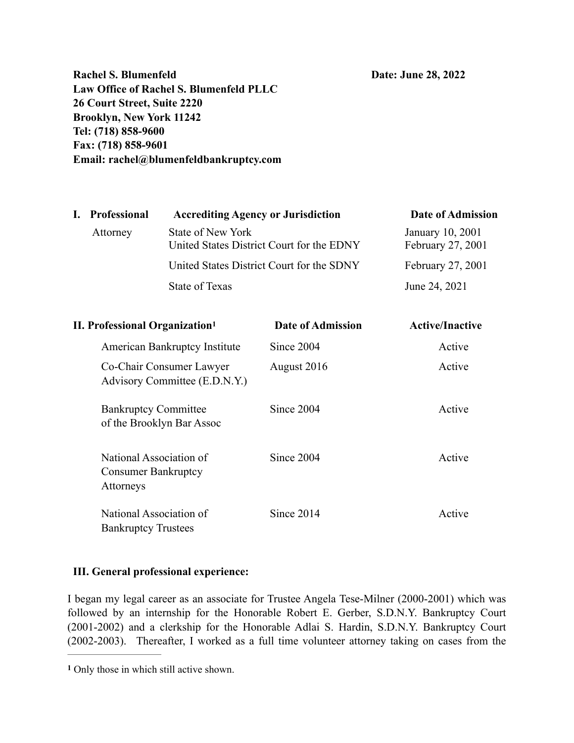**Rachel S. Blumenfeld** **Date: June 28, 2022**
**Law Office of Rachel S. Blumenfeld PLLC**
**26 Court Street, Suite 2220**
**Brooklyn, New York 11242**
**Tel: (718) 858-9600**
**Fax: (718) 858-9601**
**Email: rachel@blumenfeldbankruptcy.com**

| **I. Professional** | **Accrediting Agency or Jurisdiction** | **Date of Admission** |
|---|---|---|
| Attorney | State of New York | January 10, 2001 |
| | United States District Court for the EDNY | February 27, 2001 |
| | United States District Court for the SDNY | February 27, 2001 |
| | State of Texas | June 24, 2021 |

| **II. Professional Organization**[1] | **Date of Admission** | **Active/Inactive** |
|---|---|---|
| American Bankruptcy Institute | Since 2004 | Active |
| Co-Chair Consumer Lawyer Advisory Committee (E.D.N.Y.) | August 2016 | Active |
| Bankruptcy Committee of the Brooklyn Bar Assoc | Since 2004 | Active |
| National Association of Consumer Bankruptcy Attorneys | Since 2004 | Active |
| National Association of Bankruptcy Trustees | Since 2014 | Active |

**III. General professional experience:**

I began my legal career as an associate for Trustee Angela Tese-Milner (2000-2001) which was followed by an internship for the Honorable Robert E. Gerber, S.D.N.Y. Bankruptcy Court (2001-2002) and a clerkship for the Honorable Adlai S. Hardin, S.D.N.Y. Bankruptcy Court (2002-2003). Thereafter, I worked as a full time volunteer attorney taking on cases from the

[1] Only those in which still active shown.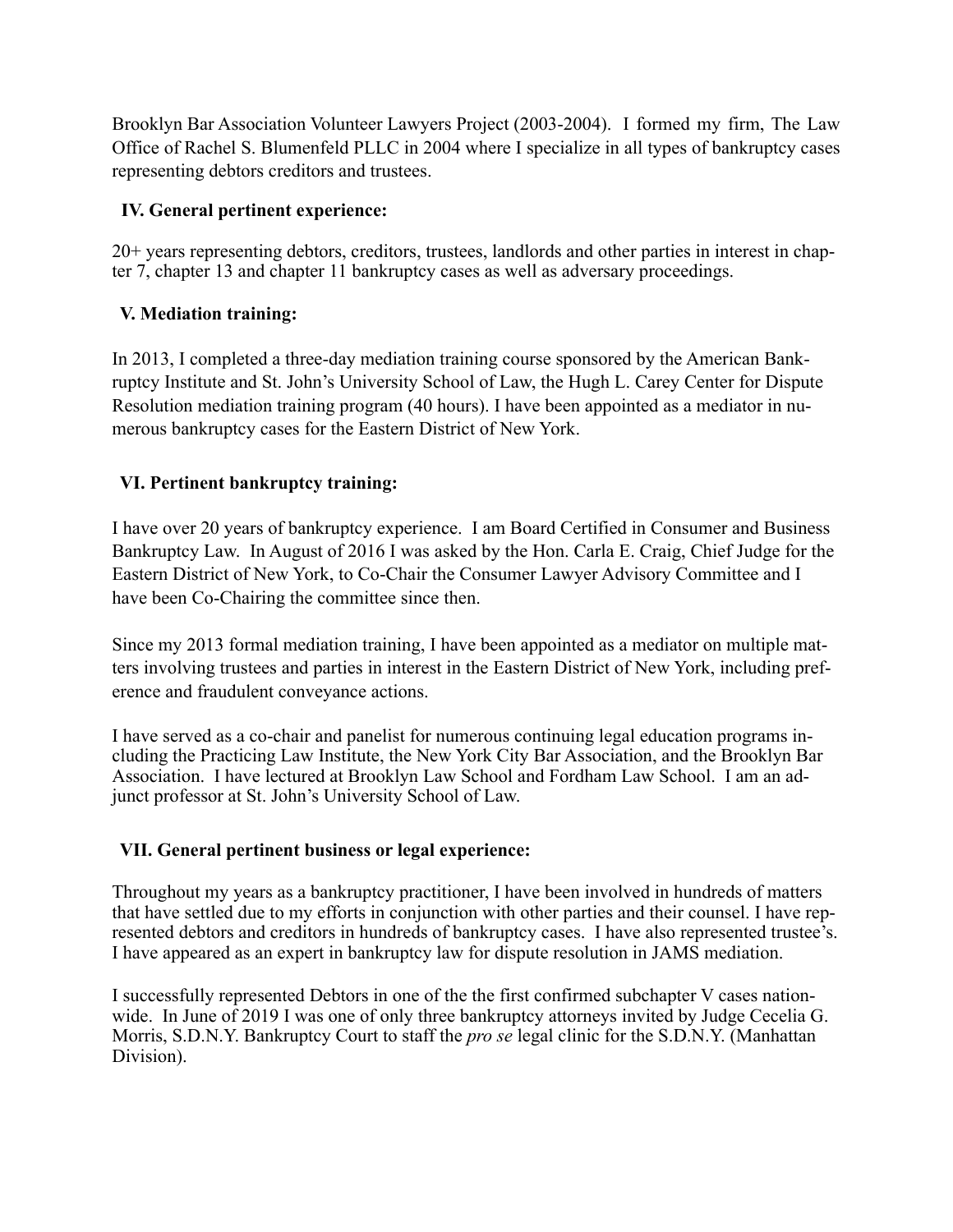Brooklyn Bar Association Volunteer Lawyers Project (2003-2004). I formed my firm, The Law Office of Rachel S. Blumenfeld PLLC in 2004 where I specialize in all types of bankruptcy cases representing debtors creditors and trustees.

**IV. General pertinent experience:**

20+ years representing debtors, creditors, trustees, landlords and other parties in interest in chapter 7, chapter 13 and chapter 11 bankruptcy cases as well as adversary proceedings.

**V. Mediation training:**

In 2013, I completed a three-day mediation training course sponsored by the American Bankruptcy Institute and St. John's University School of Law, the Hugh L. Carey Center for Dispute Resolution mediation training program (40 hours). I have been appointed as a mediator in numerous bankruptcy cases for the Eastern District of New York.

**VI. Pertinent bankruptcy training:**

I have over 20 years of bankruptcy experience. I am Board Certified in Consumer and Business Bankruptcy Law. In August of 2016 I was asked by the Hon. Carla E. Craig, Chief Judge for the Eastern District of New York, to Co-Chair the Consumer Lawyer Advisory Committee and I have been Co-Chairing the committee since then.

Since my 2013 formal mediation training, I have been appointed as a mediator on multiple matters involving trustees and parties in interest in the Eastern District of New York, including preference and fraudulent conveyance actions.

I have served as a co-chair and panelist for numerous continuing legal education programs including the Practicing Law Institute, the New York City Bar Association, and the Brooklyn Bar Association. I have lectured at Brooklyn Law School and Fordham Law School. I am an adjunct professor at St. John's University School of Law.

**VII. General pertinent business or legal experience:**

Throughout my years as a bankruptcy practitioner, I have been involved in hundreds of matters that have settled due to my efforts in conjunction with other parties and their counsel. I have represented debtors and creditors in hundreds of bankruptcy cases. I have also represented trustee's. I have appeared as an expert in bankruptcy law for dispute resolution in JAMS mediation.

I successfully represented Debtors in one of the the first confirmed subchapter V cases nationwide. In June of 2019 I was one of only three bankruptcy attorneys invited by Judge Cecelia G. Morris, S.D.N.Y. Bankruptcy Court to staff the *pro se* legal clinic for the S.D.N.Y. (Manhattan Division).